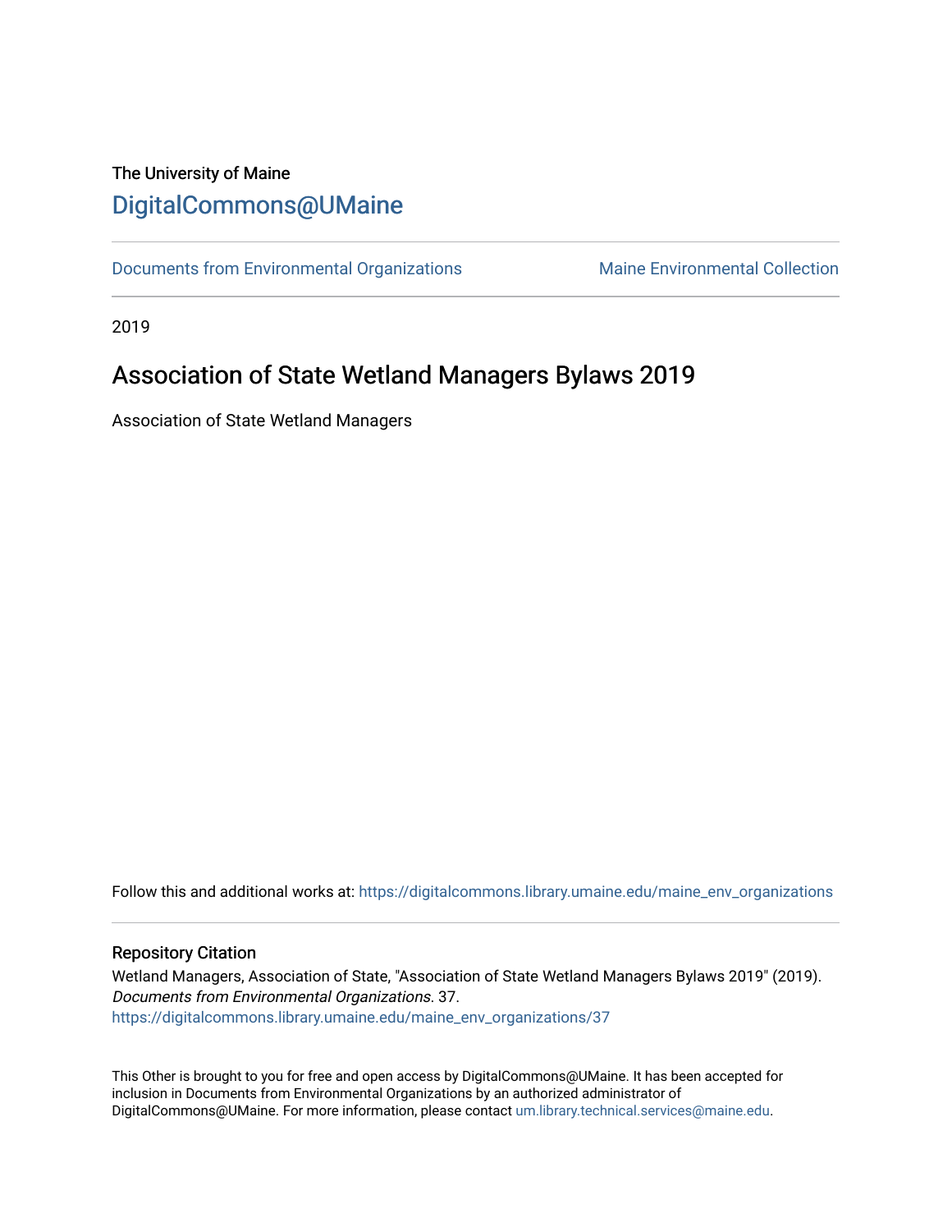The University of Maine

# DigitalCommons@UMaine

Documents from Environmental Organizations | Maine Environmental Collection

2019

## Association of State Wetland Managers Bylaws 2019

Association of State Wetland Managers

Follow this and additional works at: https://digitalcommons.library.umaine.edu/maine_env_organizations

### Repository Citation

Wetland Managers, Association of State, "Association of State Wetland Managers Bylaws 2019" (2019). *Documents from Environmental Organizations*. 37.
https://digitalcommons.library.umaine.edu/maine_env_organizations/37

This Other is brought to you for free and open access by DigitalCommons@UMaine. It has been accepted for inclusion in Documents from Environmental Organizations by an authorized administrator of DigitalCommons@UMaine. For more information, please contact um.library.technical.services@maine.edu.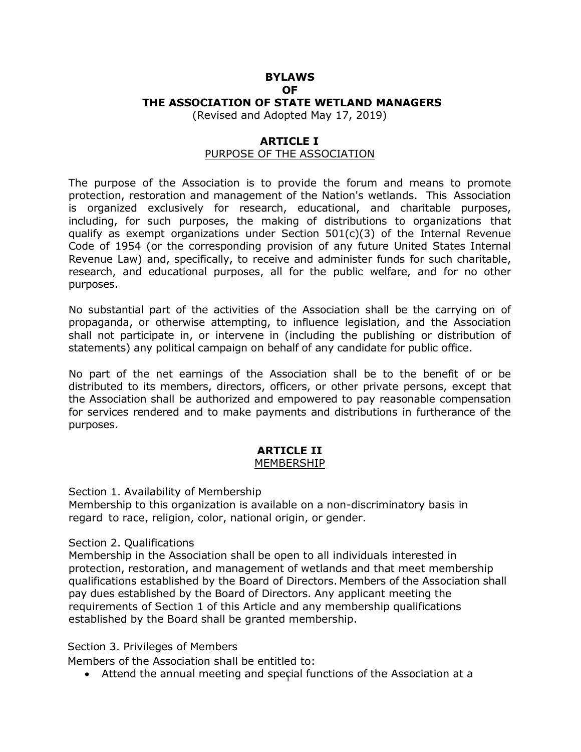# BYLAWS OF THE ASSOCIATION OF STATE WETLAND MANAGERS

(Revised and Adopted May 17, 2019)

## ARTICLE I
PURPOSE OF THE ASSOCIATION

The purpose of the Association is to provide the forum and means to promote protection, restoration and management of the Nation's wetlands. This Association is organized exclusively for research, educational, and charitable purposes, including, for such purposes, the making of distributions to organizations that qualify as exempt organizations under Section 501(c)(3) of the Internal Revenue Code of 1954 (or the corresponding provision of any future United States Internal Revenue Law) and, specifically, to receive and administer funds for such charitable, research, and educational purposes, all for the public welfare, and for no other purposes.

No substantial part of the activities of the Association shall be the carrying on of propaganda, or otherwise attempting, to influence legislation, and the Association shall not participate in, or intervene in (including the publishing or distribution of statements) any political campaign on behalf of any candidate for public office.

No part of the net earnings of the Association shall be to the benefit of or be distributed to its members, directors, officers, or other private persons, except that the Association shall be authorized and empowered to pay reasonable compensation for services rendered and to make payments and distributions in furtherance of the purposes.

## ARTICLE II
MEMBERSHIP

Section 1. Availability of Membership
Membership to this organization is available on a non-discriminatory basis in regard to race, religion, color, national origin, or gender.

Section 2. Qualifications
Membership in the Association shall be open to all individuals interested in protection, restoration, and management of wetlands and that meet membership qualifications established by the Board of Directors. Members of the Association shall pay dues established by the Board of Directors. Any applicant meeting the requirements of Section 1 of this Article and any membership qualifications established by the Board shall be granted membership.

Section 3. Privileges of Members
Members of the Association shall be entitled to:

- Attend the annual meeting and special functions of the Association at a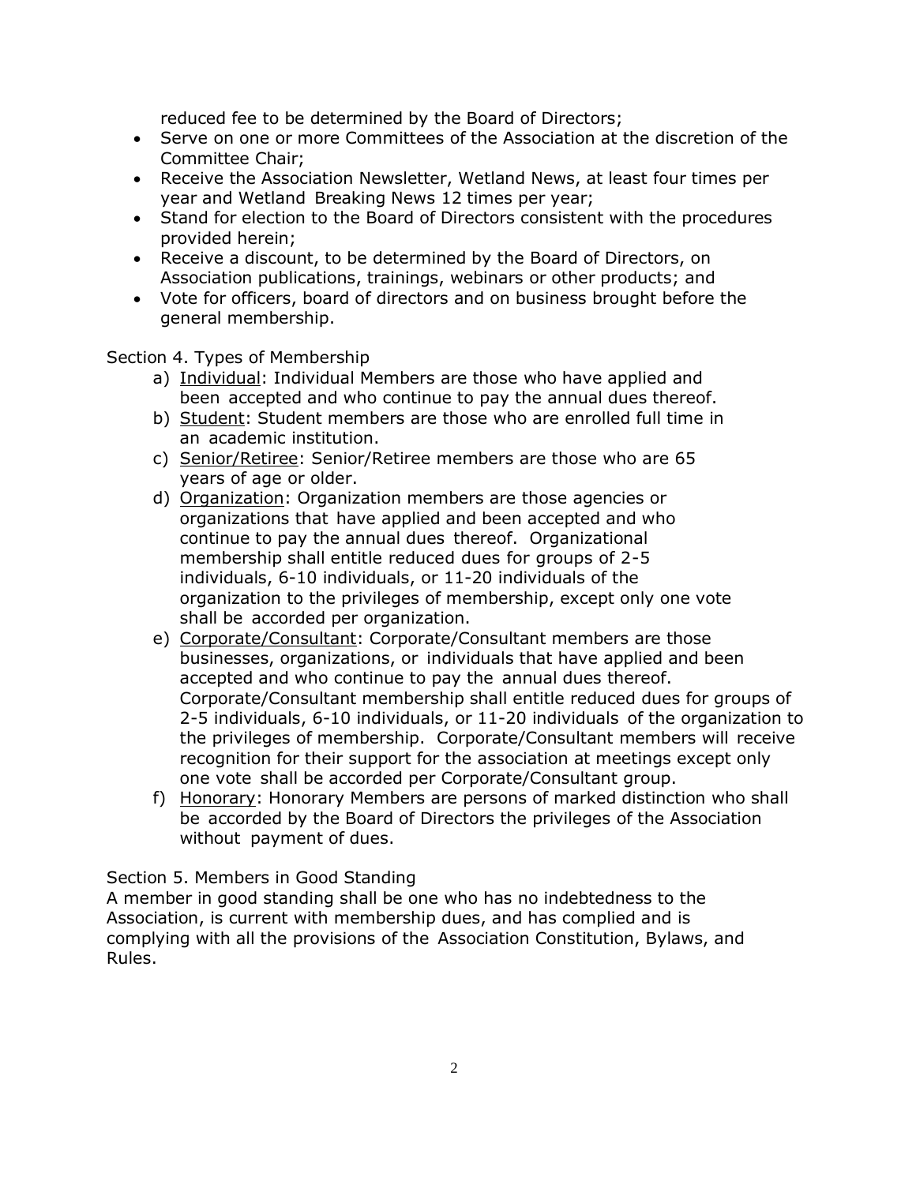reduced fee to be determined by the Board of Directors;

- Serve on one or more Committees of the Association at the discretion of the Committee Chair;
- Receive the Association Newsletter, Wetland News, at least four times per year and Wetland Breaking News 12 times per year;
- Stand for election to the Board of Directors consistent with the procedures provided herein;
- Receive a discount, to be determined by the Board of Directors, on Association publications, trainings, webinars or other products; and
- Vote for officers, board of directors and on business brought before the general membership.

Section 4. Types of Membership

a) Individual: Individual Members are those who have applied and been accepted and who continue to pay the annual dues thereof.

b) Student: Student members are those who are enrolled full time in an academic institution.

c) Senior/Retiree: Senior/Retiree members are those who are 65 years of age or older.

d) Organization: Organization members are those agencies or organizations that have applied and been accepted and who continue to pay the annual dues thereof. Organizational membership shall entitle reduced dues for groups of 2-5 individuals, 6-10 individuals, or 11-20 individuals of the organization to the privileges of membership, except only one vote shall be accorded per organization.

e) Corporate/Consultant: Corporate/Consultant members are those businesses, organizations, or individuals that have applied and been accepted and who continue to pay the annual dues thereof. Corporate/Consultant membership shall entitle reduced dues for groups of 2-5 individuals, 6-10 individuals, or 11-20 individuals of the organization to the privileges of membership. Corporate/Consultant members will receive recognition for their support for the association at meetings except only one vote shall be accorded per Corporate/Consultant group.

f) Honorary: Honorary Members are persons of marked distinction who shall be accorded by the Board of Directors the privileges of the Association without payment of dues.

Section 5. Members in Good Standing

A member in good standing shall be one who has no indebtedness to the Association, is current with membership dues, and has complied and is complying with all the provisions of the Association Constitution, Bylaws, and Rules.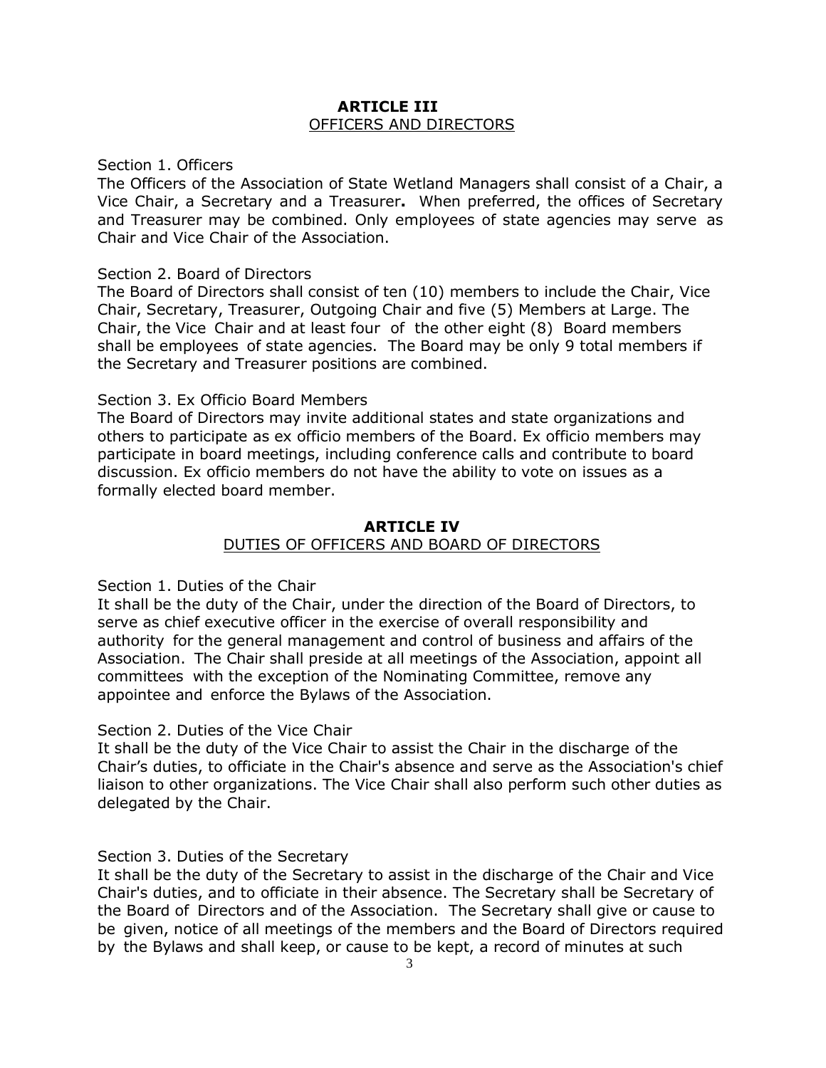## ARTICLE III
### OFFICERS AND DIRECTORS

Section 1. Officers

The Officers of the Association of State Wetland Managers shall consist of a Chair, a Vice Chair, a Secretary and a Treasurer**.** When preferred, the offices of Secretary and Treasurer may be combined. Only employees of state agencies may serve as Chair and Vice Chair of the Association.

Section 2. Board of Directors

The Board of Directors shall consist of ten (10) members to include the Chair, Vice Chair, Secretary, Treasurer, Outgoing Chair and five (5) Members at Large. The Chair, the Vice Chair and at least four of the other eight (8) Board members shall be employees of state agencies. The Board may be only 9 total members if the Secretary and Treasurer positions are combined.

Section 3. Ex Officio Board Members

The Board of Directors may invite additional states and state organizations and others to participate as ex officio members of the Board. Ex officio members may participate in board meetings, including conference calls and contribute to board discussion. Ex officio members do not have the ability to vote on issues as a formally elected board member.

## ARTICLE IV
### DUTIES OF OFFICERS AND BOARD OF DIRECTORS

Section 1. Duties of the Chair

It shall be the duty of the Chair, under the direction of the Board of Directors, to serve as chief executive officer in the exercise of overall responsibility and authority for the general management and control of business and affairs of the Association. The Chair shall preside at all meetings of the Association, appoint all committees with the exception of the Nominating Committee, remove any appointee and enforce the Bylaws of the Association.

Section 2. Duties of the Vice Chair

It shall be the duty of the Vice Chair to assist the Chair in the discharge of the Chair's duties, to officiate in the Chair's absence and serve as the Association's chief liaison to other organizations. The Vice Chair shall also perform such other duties as delegated by the Chair.

Section 3. Duties of the Secretary

It shall be the duty of the Secretary to assist in the discharge of the Chair and Vice Chair's duties, and to officiate in their absence. The Secretary shall be Secretary of the Board of Directors and of the Association. The Secretary shall give or cause to be given, notice of all meetings of the members and the Board of Directors required by the Bylaws and shall keep, or cause to be kept, a record of minutes at such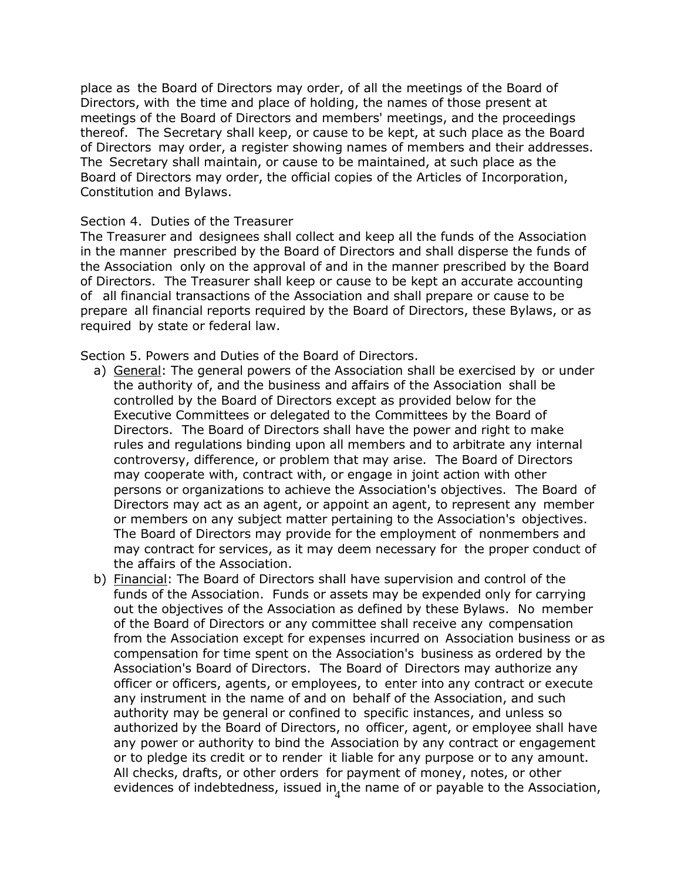place as the Board of Directors may order, of all the meetings of the Board of Directors, with the time and place of holding, the names of those present at meetings of the Board of Directors and members' meetings, and the proceedings thereof. The Secretary shall keep, or cause to be kept, at such place as the Board of Directors may order, a register showing names of members and their addresses. The Secretary shall maintain, or cause to be maintained, at such place as the Board of Directors may order, the official copies of the Articles of Incorporation, Constitution and Bylaws.

Section 4. Duties of the Treasurer

The Treasurer and designees shall collect and keep all the funds of the Association in the manner prescribed by the Board of Directors and shall disperse the funds of the Association only on the approval of and in the manner prescribed by the Board of Directors. The Treasurer shall keep or cause to be kept an accurate accounting of all financial transactions of the Association and shall prepare or cause to be prepare all financial reports required by the Board of Directors, these Bylaws, or as required by state or federal law.

Section 5. Powers and Duties of the Board of Directors.

a) General: The general powers of the Association shall be exercised by or under the authority of, and the business and affairs of the Association shall be controlled by the Board of Directors except as provided below for the Executive Committees or delegated to the Committees by the Board of Directors. The Board of Directors shall have the power and right to make rules and regulations binding upon all members and to arbitrate any internal controversy, difference, or problem that may arise. The Board of Directors may cooperate with, contract with, or engage in joint action with other persons or organizations to achieve the Association's objectives. The Board of Directors may act as an agent, or appoint an agent, to represent any member or members on any subject matter pertaining to the Association's objectives. The Board of Directors may provide for the employment of nonmembers and may contract for services, as it may deem necessary for the proper conduct of the affairs of the Association.

b) Financial: The Board of Directors shall have supervision and control of the funds of the Association. Funds or assets may be expended only for carrying out the objectives of the Association as defined by these Bylaws. No member of the Board of Directors or any committee shall receive any compensation from the Association except for expenses incurred on Association business or as compensation for time spent on the Association's business as ordered by the Association's Board of Directors. The Board of Directors may authorize any officer or officers, agents, or employees, to enter into any contract or execute any instrument in the name of and on behalf of the Association, and such authority may be general or confined to specific instances, and unless so authorized by the Board of Directors, no officer, agent, or employee shall have any power or authority to bind the Association by any contract or engagement or to pledge its credit or to render it liable for any purpose or to any amount. All checks, drafts, or other orders for payment of money, notes, or other evidences of indebtedness, issued in the name of or payable to the Association,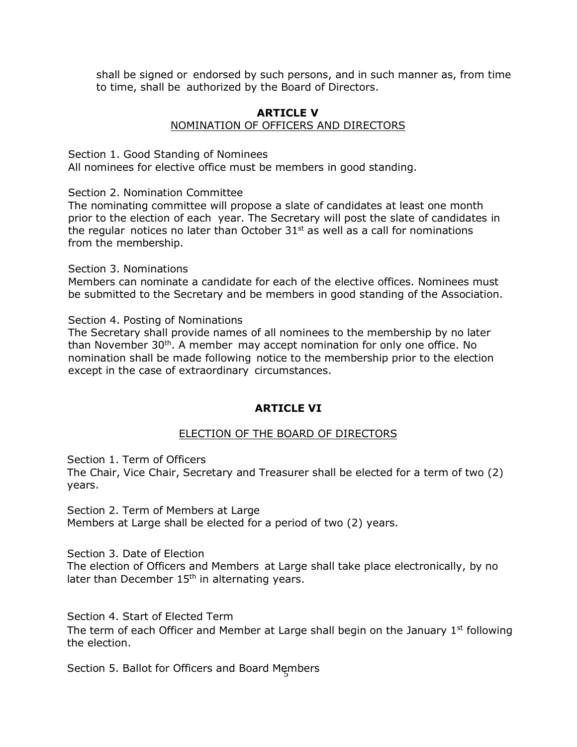shall be signed or endorsed by such persons, and in such manner as, from time to time, shall be authorized by the Board of Directors.

## ARTICLE V

### NOMINATION OF OFFICERS AND DIRECTORS

Section 1. Good Standing of Nominees
All nominees for elective office must be members in good standing.

Section 2. Nomination Committee
The nominating committee will propose a slate of candidates at least one month prior to the election of each year. The Secretary will post the slate of candidates in the regular notices no later than October 31st as well as a call for nominations from the membership.

Section 3. Nominations
Members can nominate a candidate for each of the elective offices. Nominees must be submitted to the Secretary and be members in good standing of the Association.

Section 4. Posting of Nominations
The Secretary shall provide names of all nominees to the membership by no later than November 30th. A member may accept nomination for only one office. No nomination shall be made following notice to the membership prior to the election except in the case of extraordinary circumstances.

## ARTICLE VI

### ELECTION OF THE BOARD OF DIRECTORS

Section 1. Term of Officers
The Chair, Vice Chair, Secretary and Treasurer shall be elected for a term of two (2) years.

Section 2. Term of Members at Large
Members at Large shall be elected for a period of two (2) years.

Section 3. Date of Election
The election of Officers and Members at Large shall take place electronically, by no later than December 15th in alternating years.

Section 4. Start of Elected Term
The term of each Officer and Member at Large shall begin on the January 1st following the election.

Section 5. Ballot for Officers and Board Members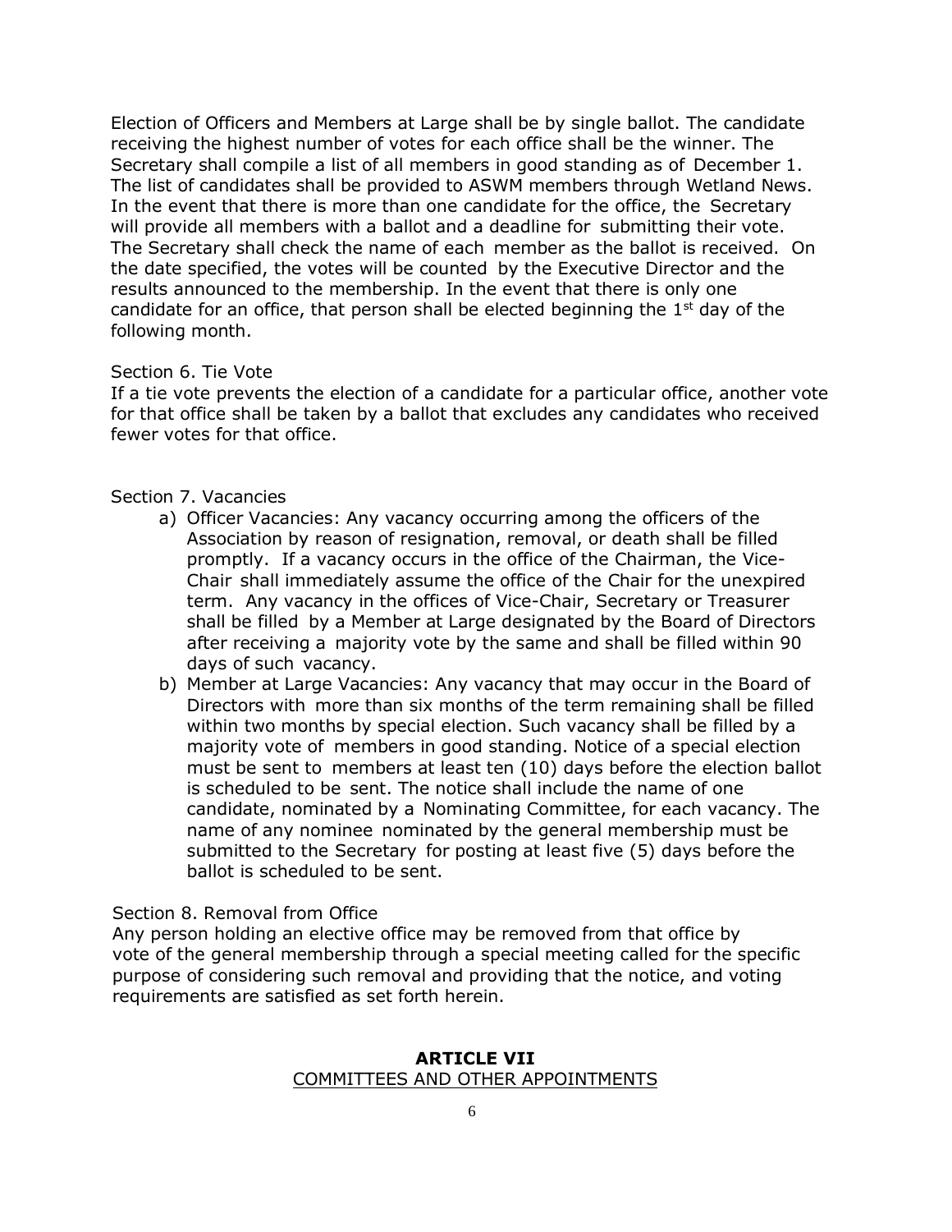Election of Officers and Members at Large shall be by single ballot. The candidate receiving the highest number of votes for each office shall be the winner. The Secretary shall compile a list of all members in good standing as of December 1. The list of candidates shall be provided to ASWM members through Wetland News. In the event that there is more than one candidate for the office, the Secretary will provide all members with a ballot and a deadline for submitting their vote. The Secretary shall check the name of each member as the ballot is received. On the date specified, the votes will be counted by the Executive Director and the results announced to the membership. In the event that there is only one candidate for an office, that person shall be elected beginning the 1st day of the following month.

Section 6. Tie Vote

If a tie vote prevents the election of a candidate for a particular office, another vote for that office shall be taken by a ballot that excludes any candidates who received fewer votes for that office.

Section 7. Vacancies

a) Officer Vacancies: Any vacancy occurring among the officers of the Association by reason of resignation, removal, or death shall be filled promptly. If a vacancy occurs in the office of the Chairman, the Vice-Chair shall immediately assume the office of the Chair for the unexpired term. Any vacancy in the offices of Vice-Chair, Secretary or Treasurer shall be filled by a Member at Large designated by the Board of Directors after receiving a majority vote by the same and shall be filled within 90 days of such vacancy.
b) Member at Large Vacancies: Any vacancy that may occur in the Board of Directors with more than six months of the term remaining shall be filled within two months by special election. Such vacancy shall be filled by a majority vote of members in good standing. Notice of a special election must be sent to members at least ten (10) days before the election ballot is scheduled to be sent. The notice shall include the name of one candidate, nominated by a Nominating Committee, for each vacancy. The name of any nominee nominated by the general membership must be submitted to the Secretary for posting at least five (5) days before the ballot is scheduled to be sent.

Section 8. Removal from Office

Any person holding an elective office may be removed from that office by vote of the general membership through a special meeting called for the specific purpose of considering such removal and providing that the notice, and voting requirements are satisfied as set forth herein.

## ARTICLE VII
COMMITTEES AND OTHER APPOINTMENTS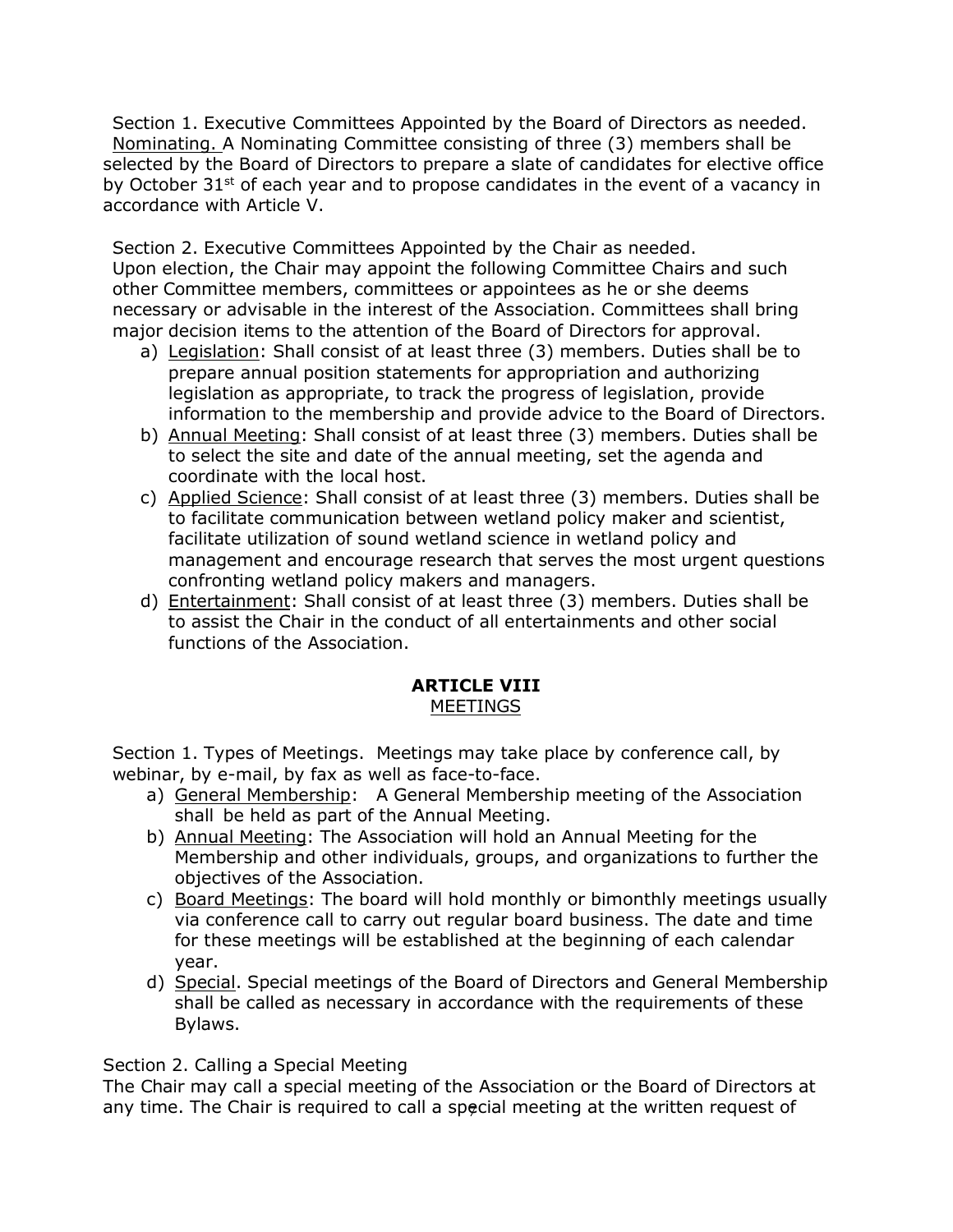Section 1. Executive Committees Appointed by the Board of Directors as needed.
Nominating. A Nominating Committee consisting of three (3) members shall be selected by the Board of Directors to prepare a slate of candidates for elective office by October 31st of each year and to propose candidates in the event of a vacancy in accordance with Article V.

Section 2. Executive Committees Appointed by the Chair as needed.
Upon election, the Chair may appoint the following Committee Chairs and such other Committee members, committees or appointees as he or she deems necessary or advisable in the interest of the Association. Committees shall bring major decision items to the attention of the Board of Directors for approval.

a) Legislation: Shall consist of at least three (3) members. Duties shall be to prepare annual position statements for appropriation and authorizing legislation as appropriate, to track the progress of legislation, provide information to the membership and provide advice to the Board of Directors.
b) Annual Meeting: Shall consist of at least three (3) members. Duties shall be to select the site and date of the annual meeting, set the agenda and coordinate with the local host.
c) Applied Science: Shall consist of at least three (3) members. Duties shall be to facilitate communication between wetland policy maker and scientist, facilitate utilization of sound wetland science in wetland policy and management and encourage research that serves the most urgent questions confronting wetland policy makers and managers.
d) Entertainment: Shall consist of at least three (3) members. Duties shall be to assist the Chair in the conduct of all entertainments and other social functions of the Association.

## ARTICLE VIII
MEETINGS

Section 1. Types of Meetings. Meetings may take place by conference call, by webinar, by e-mail, by fax as well as face-to-face.

a) General Membership: A General Membership meeting of the Association shall be held as part of the Annual Meeting.
b) Annual Meeting: The Association will hold an Annual Meeting for the Membership and other individuals, groups, and organizations to further the objectives of the Association.
c) Board Meetings: The board will hold monthly or bimonthly meetings usually via conference call to carry out regular board business. The date and time for these meetings will be established at the beginning of each calendar year.
d) Special. Special meetings of the Board of Directors and General Membership shall be called as necessary in accordance with the requirements of these Bylaws.

Section 2. Calling a Special Meeting
The Chair may call a special meeting of the Association or the Board of Directors at any time. The Chair is required to call a special meeting at the written request of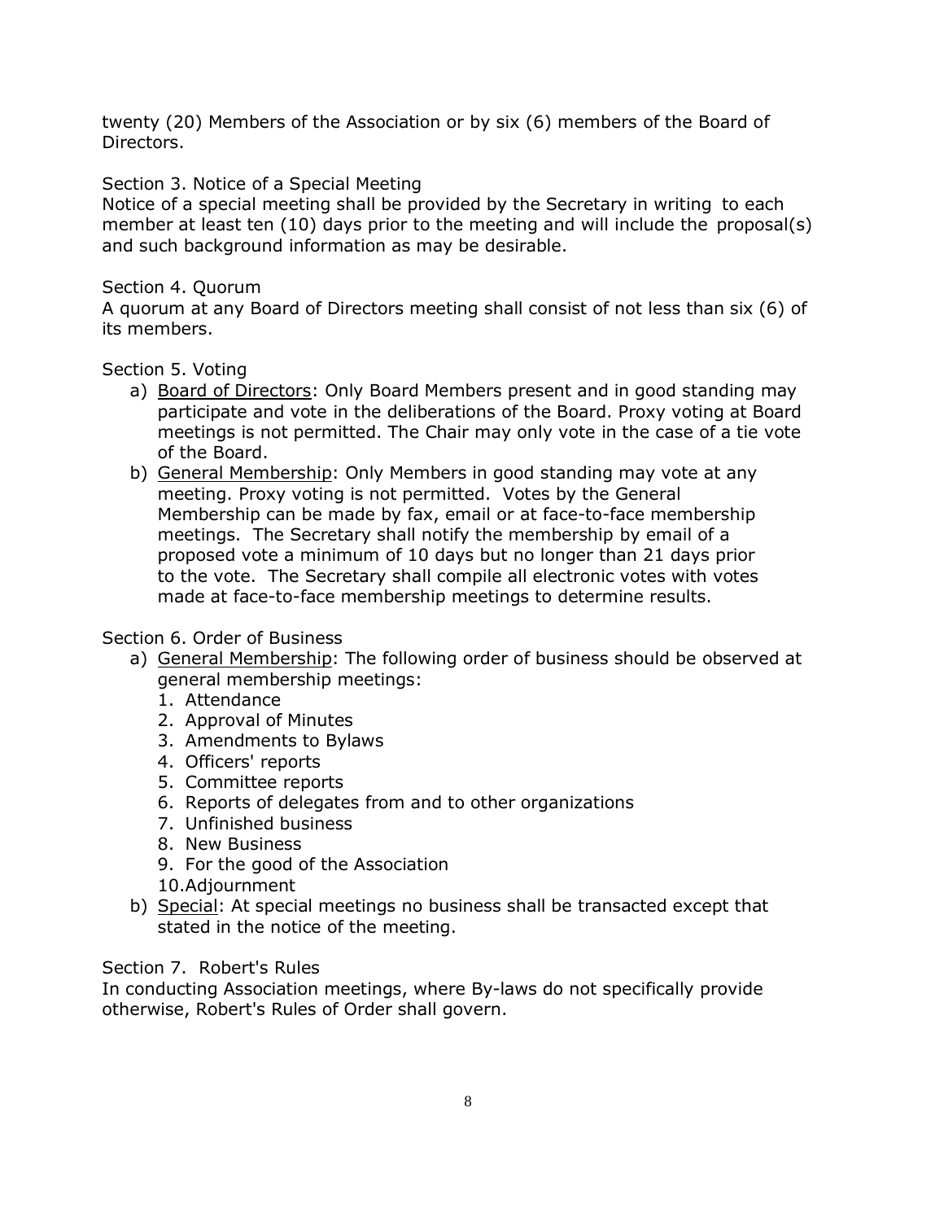twenty (20) Members of the Association or by six (6) members of the Board of Directors.

Section 3. Notice of a Special Meeting
Notice of a special meeting shall be provided by the Secretary in writing to each member at least ten (10) days prior to the meeting and will include the proposal(s) and such background information as may be desirable.

Section 4. Quorum
A quorum at any Board of Directors meeting shall consist of not less than six (6) of its members.

Section 5. Voting

a) Board of Directors: Only Board Members present and in good standing may participate and vote in the deliberations of the Board. Proxy voting at Board meetings is not permitted. The Chair may only vote in the case of a tie vote of the Board.
b) General Membership: Only Members in good standing may vote at any meeting. Proxy voting is not permitted. Votes by the General Membership can be made by fax, email or at face-to-face membership meetings. The Secretary shall notify the membership by email of a proposed vote a minimum of 10 days but no longer than 21 days prior to the vote. The Secretary shall compile all electronic votes with votes made at face-to-face membership meetings to determine results.

Section 6. Order of Business

a) General Membership: The following order of business should be observed at general membership meetings:
    1. Attendance
    2. Approval of Minutes
    3. Amendments to Bylaws
    4. Officers' reports
    5. Committee reports
    6. Reports of delegates from and to other organizations
    7. Unfinished business
    8. New Business
    9. For the good of the Association
    10. Adjournment
b) Special: At special meetings no business shall be transacted except that stated in the notice of the meeting.

Section 7. Robert's Rules
In conducting Association meetings, where By-laws do not specifically provide otherwise, Robert's Rules of Order shall govern.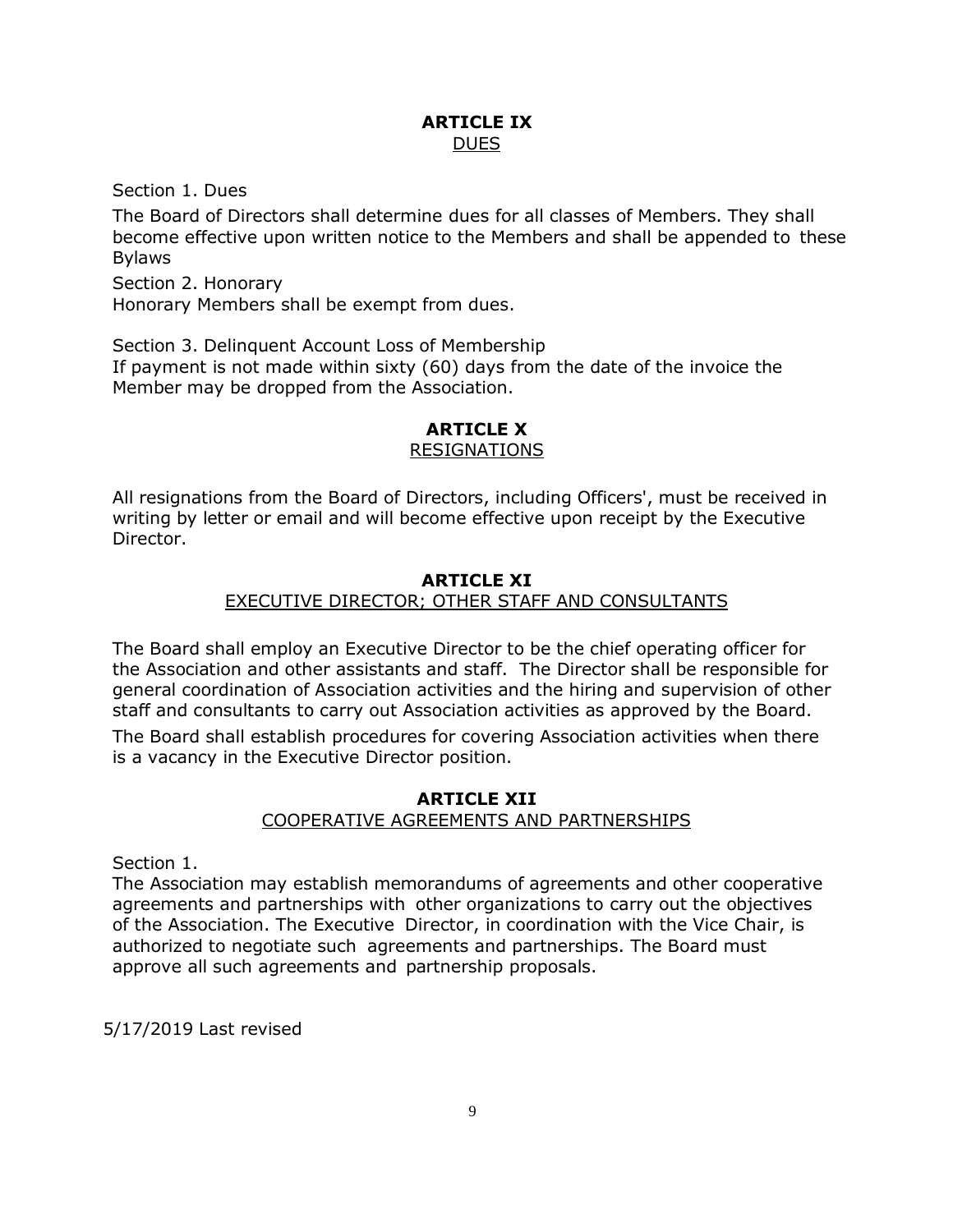## ARTICLE IX
DUES

Section 1. Dues

The Board of Directors shall determine dues for all classes of Members. They shall become effective upon written notice to the Members and shall be appended to these Bylaws

Section 2. Honorary

Honorary Members shall be exempt from dues.

Section 3. Delinquent Account Loss of Membership

If payment is not made within sixty (60) days from the date of the invoice the Member may be dropped from the Association.

## ARTICLE X
RESIGNATIONS

All resignations from the Board of Directors, including Officers', must be received in writing by letter or email and will become effective upon receipt by the Executive Director.

## ARTICLE XI
EXECUTIVE DIRECTOR; OTHER STAFF AND CONSULTANTS

The Board shall employ an Executive Director to be the chief operating officer for the Association and other assistants and staff. The Director shall be responsible for general coordination of Association activities and the hiring and supervision of other staff and consultants to carry out Association activities as approved by the Board.

The Board shall establish procedures for covering Association activities when there is a vacancy in the Executive Director position.

## ARTICLE XII
COOPERATIVE AGREEMENTS AND PARTNERSHIPS

Section 1.

The Association may establish memorandums of agreements and other cooperative agreements and partnerships with other organizations to carry out the objectives of the Association. The Executive Director, in coordination with the Vice Chair, is authorized to negotiate such agreements and partnerships. The Board must approve all such agreements and partnership proposals.

5/17/2019 Last revised